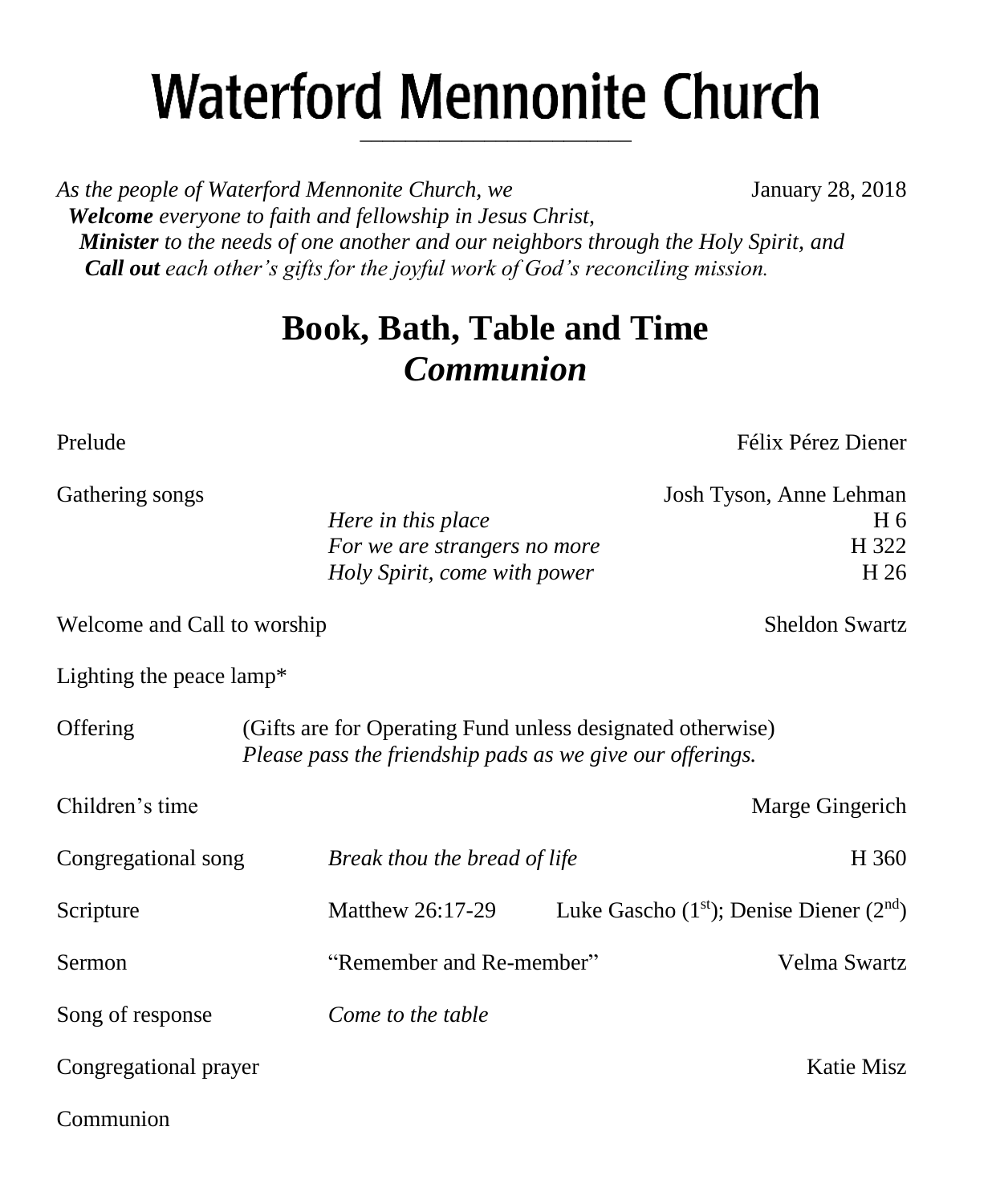# Waterford Mennonite Church

*As the people of Waterford Mennonite Church, we* January 28, 2018
***Welcome** everyone to faith and fellowship in Jesus Christ,*
***Minister** to the needs of one another and our neighbors through the Holy Spirit, and*
***Call out** each other's gifts for the joyful work of God's reconciling mission.*

## Book, Bath, Table and Time
## *Communion*

Prelude — Félix Pérez Diener

Gathering songs — Josh Tyson, Anne Lehman
- *Here in this place* — H 6
- *For we are strangers no more* — H 322
- *Holy Spirit, come with power* — H 26

Welcome and Call to worship — Sheldon Swartz

Lighting the peace lamp*

Offering (Gifts are for Operating Fund unless designated otherwise)
*Please pass the friendship pads as we give our offerings.*

Children's time — Marge Gingerich

Congregational song — *Break thou the bread of life* — H 360

Scripture — Matthew 26:17-29 — Luke Gascho (1st); Denise Diener (2nd)

Sermon — "Remember and Re-member" — Velma Swartz

Song of response — *Come to the table*

Congregational prayer — Katie Misz

Communion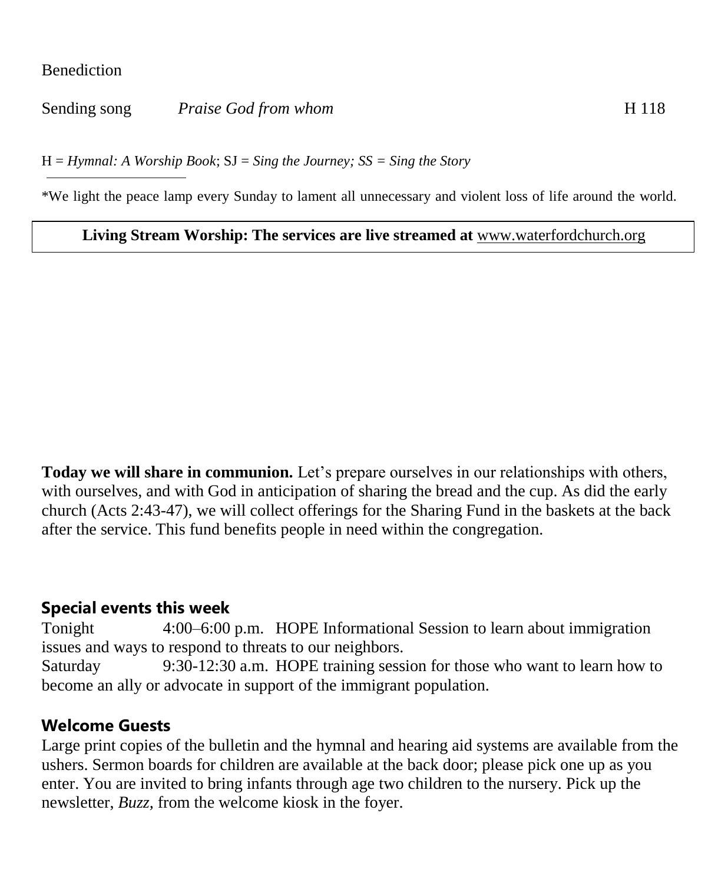Benediction

Sending song *Praise God from whom* H 118

H = *Hymnal: A Worship Book*; SJ = *Sing the Journey; SS = Sing the Story*

---

*We light the peace lamp every Sunday to lament all unnecessary and violent loss of life around the world.

**Living Stream Worship: The services are live streamed at** www.waterfordchurch.org

**Today we will share in communion.** Let's prepare ourselves in our relationships with others, with ourselves, and with God in anticipation of sharing the bread and the cup. As did the early church (Acts 2:43-47), we will collect offerings for the Sharing Fund in the baskets at the back after the service. This fund benefits people in need within the congregation.

## Special events this week

Tonight 4:00–6:00 p.m. HOPE Informational Session to learn about immigration issues and ways to respond to threats to our neighbors.

Saturday 9:30-12:30 a.m. HOPE training session for those who want to learn how to become an ally or advocate in support of the immigrant population.

## Welcome Guests

Large print copies of the bulletin and the hymnal and hearing aid systems are available from the ushers. Sermon boards for children are available at the back door; please pick one up as you enter. You are invited to bring infants through age two children to the nursery. Pick up the newsletter, *Buzz,* from the welcome kiosk in the foyer.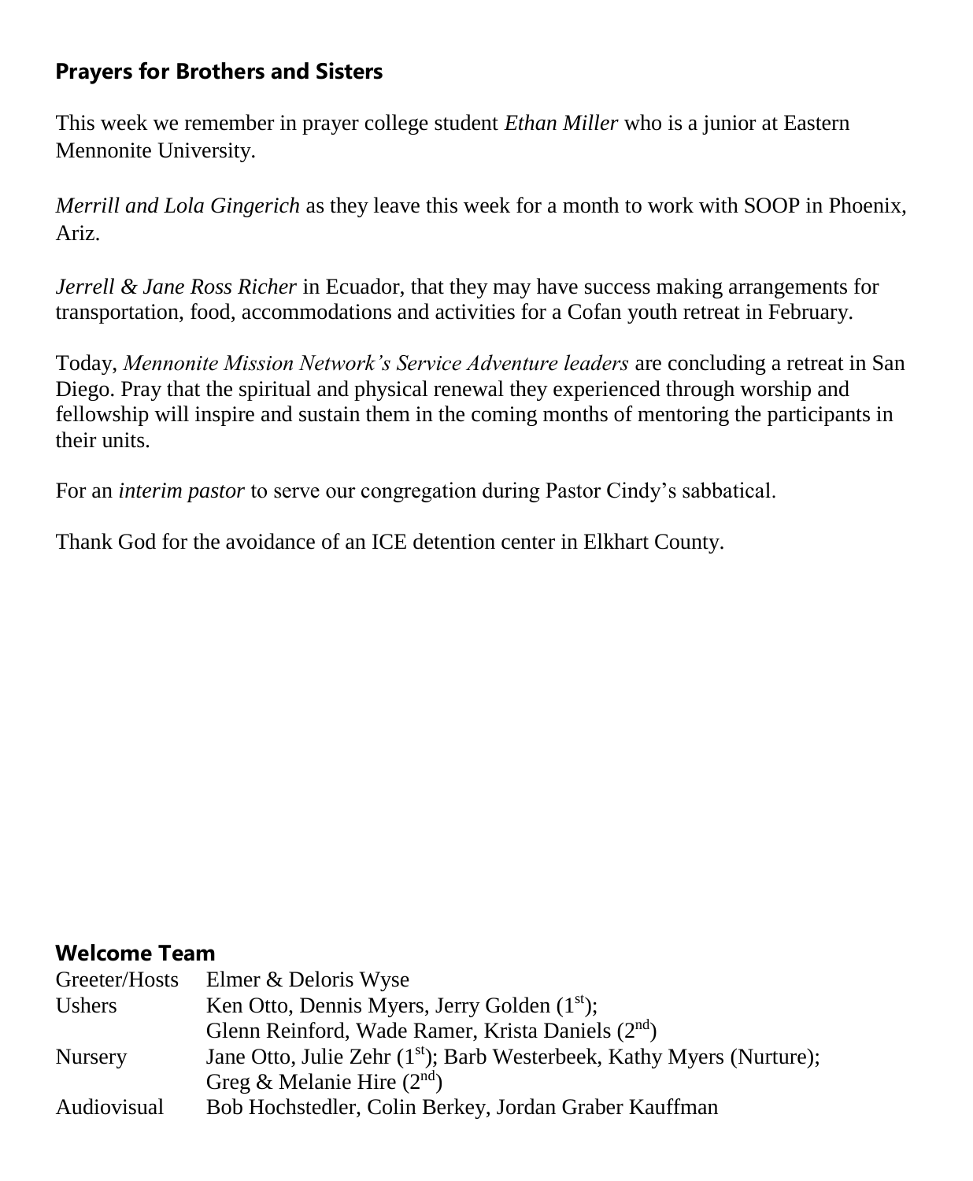## Prayers for Brothers and Sisters

This week we remember in prayer college student *Ethan Miller* who is a junior at Eastern Mennonite University.

*Merrill and Lola Gingerich* as they leave this week for a month to work with SOOP in Phoenix, Ariz.

*Jerrell & Jane Ross Richer* in Ecuador, that they may have success making arrangements for transportation, food, accommodations and activities for a Cofan youth retreat in February.

Today, *Mennonite Mission Network's Service Adventure leaders* are concluding a retreat in San Diego. Pray that the spiritual and physical renewal they experienced through worship and fellowship will inspire and sustain them in the coming months of mentoring the participants in their units.

For an *interim pastor* to serve our congregation during Pastor Cindy's sabbatical.

Thank God for the avoidance of an ICE detention center in Elkhart County.

## Welcome Team

| | |
|---|---|
| Greeter/Hosts | Elmer & Deloris Wyse |
| Ushers | Ken Otto, Dennis Myers, Jerry Golden (1st); Glenn Reinford, Wade Ramer, Krista Daniels (2nd) |
| Nursery | Jane Otto, Julie Zehr (1st); Barb Westerbeek, Kathy Myers (Nurture); Greg & Melanie Hire (2nd) |
| Audiovisual | Bob Hochstedler, Colin Berkey, Jordan Graber Kauffman |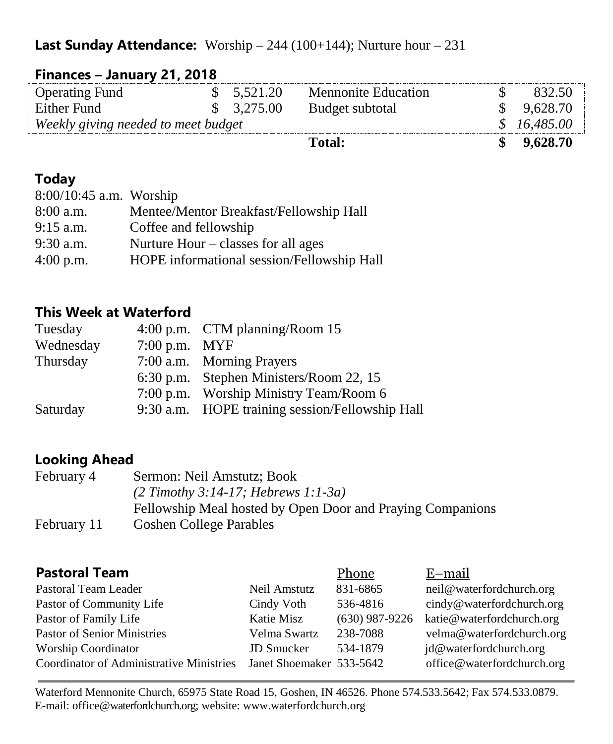**Last Sunday Attendance:** Worship – 244 (100+144); Nurture hour – 231

## Finances – January 21, 2018

| | | | |
|---|---|---|---|
| Operating Fund | $ 5,521.20 | Mennonite Education | $ 832.50 |
| Either Fund | $ 3,275.00 | Budget subtotal | $ 9,628.70 |
| *Weekly giving needed to meet budget* | | | *$ 16,485.00* |
| | | **Total:** | **$ 9,628.70** |

## Today

8:00/10:45 a.m. Worship
8:00 a.m. Mentee/Mentor Breakfast/Fellowship Hall
9:15 a.m. Coffee and fellowship
9:30 a.m. Nurture Hour – classes for all ages
4:00 p.m. HOPE informational session/Fellowship Hall

## This Week at Waterford

| | | |
|---|---|---|
| Tuesday | 4:00 p.m. | CTM planning/Room 15 |
| Wednesday | 7:00 p.m. | MYF |
| Thursday | 7:00 a.m. | Morning Prayers |
| | 6:30 p.m. | Stephen Ministers/Room 22, 15 |
| | 7:00 p.m. | Worship Ministry Team/Room 6 |
| Saturday | 9:30 a.m. | HOPE training session/Fellowship Hall |

## Looking Ahead

February 4 Sermon: Neil Amstutz; Book
*(2 Timothy 3:14-17; Hebrews 1:1-3a)*
Fellowship Meal hosted by Open Door and Praying Companions

February 11 Goshen College Parables

## Pastoral Team

| | | Phone | E–mail |
|---|---|---|---|
| Pastoral Team Leader | Neil Amstutz | 831-6865 | neil@waterfordchurch.org |
| Pastor of Community Life | Cindy Voth | 536-4816 | cindy@waterfordchurch.org |
| Pastor of Family Life | Katie Misz | (630) 987-9226 | katie@waterfordchurch.org |
| Pastor of Senior Ministries | Velma Swartz | 238-7088 | velma@waterfordchurch.org |
| Worship Coordinator | JD Smucker | 534-1879 | jd@waterfordchurch.org |
| Coordinator of Administrative Ministries | Janet Shoemaker | 533-5642 | office@waterfordchurch.org |

Waterford Mennonite Church, 65975 State Road 15, Goshen, IN 46526. Phone 574.533.5642; Fax 574.533.0879. E-mail: office@waterfordchurch.org; website: www.waterfordchurch.org